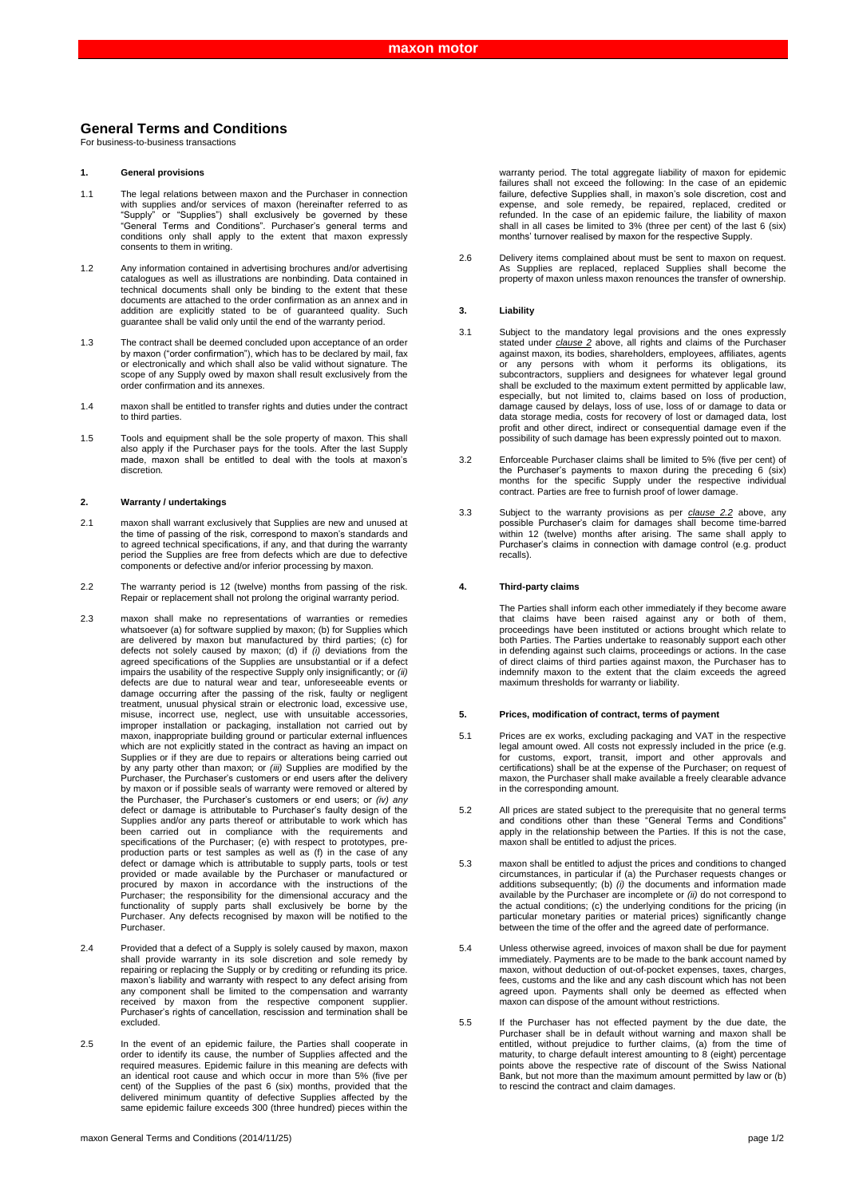# General Terms and Conditions

For business-to-business transactions

## 1. General provisions

1.1 The legal relations between maxon and the Purchaser in connection with supplies and/or services of maxon (hereinafter referred to as "Supply" or "Supplies") shall exclusively be governed by these "General Terms and Conditions". Purchaser's general terms and conditions only shall apply to the extent that maxon expressly consents to them in writing.

1.2 Any information contained in advertising brochures and/or advertising catalogues as well as illustrations are nonbinding. Data contained in technical documents shall only be binding to the extent that these documents are attached to the order confirmation as an annex and in addition are explicitly stated to be of guaranteed quality. Such guarantee shall be valid only until the end of the warranty period.

1.3 The contract shall be deemed concluded upon acceptance of an order by maxon ("order confirmation"), which has to be declared by mail, fax or electronically and which shall also be valid without signature. The scope of any Supply owed by maxon shall result exclusively from the order confirmation and its annexes.

1.4 maxon shall be entitled to transfer rights and duties under the contract to third parties.

1.5 Tools and equipment shall be the sole property of maxon. This shall also apply if the Purchaser pays for the tools. After the last Supply made, maxon shall be entitled to deal with the tools at maxon's discretion.

## 2. Warranty / undertakings

2.1 maxon shall warrant exclusively that Supplies are new and unused at the time of passing of the risk, correspond to maxon's standards and to agreed technical specifications, if any, and that during the warranty period the Supplies are free from defects which are due to defective components or defective and/or inferior processing by maxon.

2.2 The warranty period is 12 (twelve) months from passing of the risk. Repair or replacement shall not prolong the original warranty period.

2.3 maxon shall make no representations of warranties or remedies whatsoever (a) for software supplied by maxon; (b) for Supplies which are delivered by maxon but manufactured by third parties; (c) for defects not solely caused by maxon; (d) if *(i)* deviations from the agreed specifications of the Supplies are unsubstantial or if a defect impairs the usability of the respective Supply only insignificantly; or *(ii)* defects are due to natural wear and tear, unforeseeable events or damage occurring after the passing of the risk, faulty or negligent treatment, unusual physical strain or electronic load, excessive use, misuse, incorrect use, neglect, use with unsuitable accessories, improper installation or packaging, installation not carried out by maxon, inappropriate building ground or particular external influences which are not explicitly stated in the contract as having an impact on Supplies or if they are due to repairs or alterations being carried out by any party other than maxon; or *(iii)* Supplies are modified by the Purchaser, the Purchaser's customers or end users after the delivery by maxon or if possible seals of warranty were removed or altered by the Purchaser, the Purchaser's customers or end users; or *(iv) any* defect or damage is attributable to Purchaser's faulty design of the Supplies and/or any parts thereof or attributable to work which has been carried out in compliance with the requirements and specifications of the Purchaser; (e) with respect to prototypes, pre-production parts or test samples as well as (f) in the case of any defect or damage which is attributable to supply parts, tools or test provided or made available by the Purchaser or manufactured or procured by maxon in accordance with the instructions of the Purchaser; the responsibility for the dimensional accuracy and the functionality of supply parts shall exclusively be borne by the Purchaser. Any defects recognised by maxon will be notified to the Purchaser.

2.4 Provided that a defect of a Supply is solely caused by maxon, maxon shall provide warranty in its sole discretion and sole remedy by repairing or replacing the Supply or by crediting or refunding its price. maxon's liability and warranty with respect to any defect arising from any component shall be limited to the compensation and warranty received by maxon from the respective component supplier. Purchaser's rights of cancellation, rescission and termination shall be excluded.

2.5 In the event of an epidemic failure, the Parties shall cooperate in order to identify its cause, the number of Supplies affected and the required measures. Epidemic failure in this meaning are defects with an identical root cause and which occur in more than 5% (five per cent) of the Supplies of the past 6 (six) months, provided that the delivered minimum quantity of defective Supplies affected by the same epidemic failure exceeds 300 (three hundred) pieces within the warranty period. The total aggregate liability of maxon for epidemic failures shall not exceed the following: In the case of an epidemic failure, defective Supplies shall, in maxon's sole discretion, cost and expense, and sole remedy, be repaired, replaced, credited or refunded. In the case of an epidemic failure, the liability of maxon shall in all cases be limited to 3% (three per cent) of the last 6 (six) months' turnover realised by maxon for the respective Supply.

2.6 Delivery items complained about must be sent to maxon on request. As Supplies are replaced, replaced Supplies shall become the property of maxon unless maxon renounces the transfer of ownership.

## 3. Liability

3.1 Subject to the mandatory legal provisions and the ones expressly stated under *clause 2* above, all rights and claims of the Purchaser against maxon, its bodies, shareholders, employees, affiliates, agents or any persons with whom it performs its obligations, its subcontractors, suppliers and designees for whatever legal ground shall be excluded to the maximum extent permitted by applicable law, especially, but not limited to, claims based on loss of production, damage caused by delays, loss of use, loss of or damage to data or data storage media, costs for recovery of lost or damaged data, lost profit and other direct, indirect or consequential damage even if the possibility of such damage has been expressly pointed out to maxon.

3.2 Enforceable Purchaser claims shall be limited to 5% (five per cent) of the Purchaser's payments to maxon during the preceding 6 (six) months for the specific Supply under the respective individual contract. Parties are free to furnish proof of lower damage.

3.3 Subject to the warranty provisions as per *clause 2.2* above, any possible Purchaser's claim for damages shall become time-barred within 12 (twelve) months after arising. The same shall apply to Purchaser's claims in connection with damage control (e.g. product recalls).

## 4. Third-party claims

The Parties shall inform each other immediately if they become aware that claims have been raised against any or both of them, proceedings have been instituted or actions brought which relate to both Parties. The Parties undertake to reasonably support each other in defending against such claims, proceedings or actions. In the case of direct claims of third parties against maxon, the Purchaser has to indemnify maxon to the extent that the claim exceeds the agreed maximum thresholds for warranty or liability.

## 5. Prices, modification of contract, terms of payment

5.1 Prices are ex works, excluding packaging and VAT in the respective legal amount owed. All costs not expressly included in the price (e.g. for customs, export, transit, import and other approvals and certifications) shall be at the expense of the Purchaser; on request of maxon, the Purchaser shall make available a freely clearable advance in the corresponding amount.

5.2 All prices are stated subject to the prerequisite that no general terms and conditions other than these "General Terms and Conditions" apply in the relationship between the Parties. If this is not the case, maxon shall be entitled to adjust the prices.

5.3 maxon shall be entitled to adjust the prices and conditions to changed circumstances, in particular if (a) the Purchaser requests changes or additions subsequently; (b) *(i)* the documents and information made available by the Purchaser are incomplete or *(ii)* do not correspond to the actual conditions; (c) the underlying conditions for the pricing (in particular monetary parities or material prices) significantly change between the time of the offer and the agreed date of performance.

5.4 Unless otherwise agreed, invoices of maxon shall be due for payment immediately. Payments are to be made to the bank account named by maxon, without deduction of out-of-pocket expenses, taxes, charges, fees, customs and the like and any cash discount which has not been agreed upon. Payments shall only be deemed as effected when maxon can dispose of the amount without restrictions.

5.5 If the Purchaser has not effected payment by the due date, the Purchaser shall be in default without warning and maxon shall be entitled, without prejudice to further claims, (a) from the time of maturity, to charge default interest amounting to 8 (eight) percentage points above the respective rate of discount of the Swiss National Bank, but not more than the maximum amount permitted by law or (b) to rescind the contract and claim damages.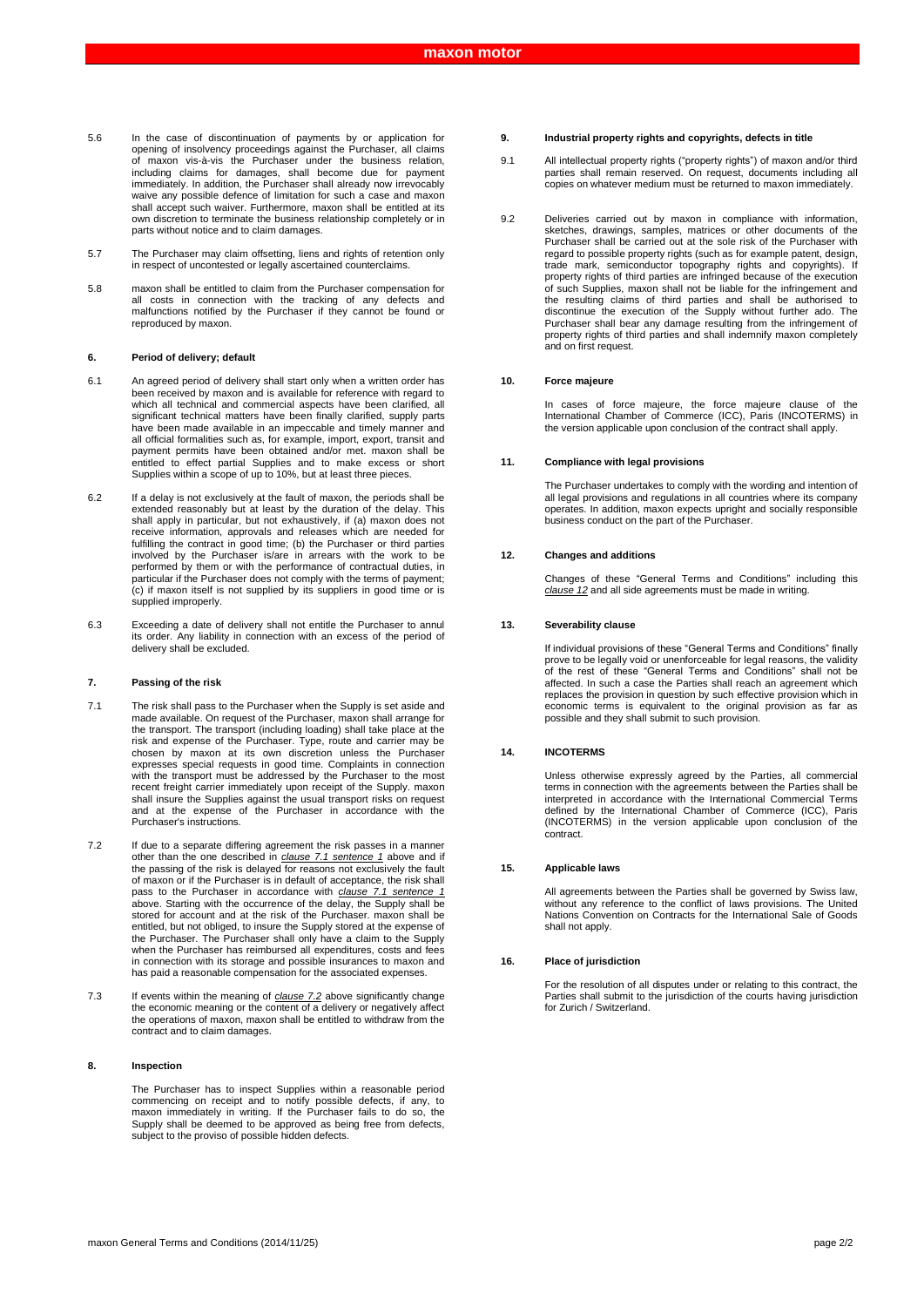5.6 In the case of discontinuation of payments by or application for opening of insolvency proceedings against the Purchaser, all claims of maxon vis-à-vis the Purchaser under the business relation, including claims for damages, shall become due for payment immediately. In addition, the Purchaser shall already now irrevocably waive any possible defence of limitation for such a case and maxon shall accept such waiver. Furthermore, maxon shall be entitled at its own discretion to terminate the business relationship completely or in parts without notice and to claim damages.

5.7 The Purchaser may claim offsetting, liens and rights of retention only in respect of uncontested or legally ascertained counterclaims.

5.8 maxon shall be entitled to claim from the Purchaser compensation for all costs in connection with the tracking of any defects and malfunctions notified by the Purchaser if they cannot be found or reproduced by maxon.

## 6. Period of delivery; default

6.1 An agreed period of delivery shall start only when a written order has been received by maxon and is available for reference with regard to which all technical and commercial aspects have been clarified, all significant technical matters have been finally clarified, supply parts have been made available in an impeccable and timely manner and all official formalities such as, for example, import, export, transit and payment permits have been obtained and/or met. maxon shall be entitled to effect partial Supplies and to make excess or short Supplies within a scope of up to 10%, but at least three pieces.

6.2 If a delay is not exclusively at the fault of maxon, the periods shall be extended reasonably but at least by the duration of the delay. This shall apply in particular, but not exhaustively, if (a) maxon does not receive information, approvals and releases which are needed for fulfilling the contract in good time; (b) the Purchaser or third parties involved by the Purchaser is/are in arrears with the work to be performed by them or with the performance of contractual duties, in particular if the Purchaser does not comply with the terms of payment; (c) if maxon itself is not supplied by its suppliers in good time or is supplied improperly.

6.3 Exceeding a date of delivery shall not entitle the Purchaser to annul its order. Any liability in connection with an excess of the period of delivery shall be excluded.

## 7. Passing of the risk

7.1 The risk shall pass to the Purchaser when the Supply is set aside and made available. On request of the Purchaser, maxon shall arrange for the transport. The transport (including loading) shall take place at the risk and expense of the Purchaser. Type, route and carrier may be chosen by maxon at its own discretion unless the Purchaser expresses special requests in good time. Complaints in connection with the transport must be addressed by the Purchaser to the most recent freight carrier immediately upon receipt of the Supply. maxon shall insure the Supplies against the usual transport risks on request and at the expense of the Purchaser in accordance with the Purchaser's instructions.

7.2 If due to a separate differing agreement the risk passes in a manner other than the one described in *clause 7.1 sentence 1* above and if the passing of the risk is delayed for reasons not exclusively the fault of maxon or if the Purchaser is in default of acceptance, the risk shall pass to the Purchaser in accordance with *clause 7.1 sentence 1* above. Starting with the occurrence of the delay, the Supply shall be stored for account and at the risk of the Purchaser. maxon shall be entitled, but not obliged, to insure the Supply stored at the expense of the Purchaser. The Purchaser shall only have a claim to the Supply when the Purchaser has reimbursed all expenditures, costs and fees in connection with its storage and possible insurances to maxon and has paid a reasonable compensation for the associated expenses.

7.3 If events within the meaning of *clause 7.2* above significantly change the economic meaning or the content of a delivery or negatively affect the operations of maxon, maxon shall be entitled to withdraw from the contract and to claim damages.

## 8. Inspection

The Purchaser has to inspect Supplies within a reasonable period commencing on receipt and to notify possible defects, if any, to maxon immediately in writing. If the Purchaser fails to do so, the Supply shall be deemed to be approved as being free from defects, subject to the proviso of possible hidden defects.

## 9. Industrial property rights and copyrights, defects in title

9.1 All intellectual property rights ("property rights") of maxon and/or third parties shall remain reserved. On request, documents including all copies on whatever medium must be returned to maxon immediately.

9.2 Deliveries carried out by maxon in compliance with information, sketches, drawings, samples, matrices or other documents of the Purchaser shall be carried out at the sole risk of the Purchaser with regard to possible property rights (such as for example patent, design, trade mark, semiconductor topography rights and copyrights). If property rights of third parties are infringed because of the execution of such Supplies, maxon shall not be liable for the infringement and the resulting claims of third parties and shall be authorised to discontinue the execution of the Supply without further ado. The Purchaser shall bear any damage resulting from the infringement of property rights of third parties and shall indemnify maxon completely and on first request.

## 10. Force majeure

In cases of force majeure, the force majeure clause of the International Chamber of Commerce (ICC), Paris (INCOTERMS) in the version applicable upon conclusion of the contract shall apply.

## 11. Compliance with legal provisions

The Purchaser undertakes to comply with the wording and intention of all legal provisions and regulations in all countries where its company operates. In addition, maxon expects upright and socially responsible business conduct on the part of the Purchaser.

## 12. Changes and additions

Changes of these "General Terms and Conditions" including this *clause 12* and all side agreements must be made in writing.

## 13. Severability clause

If individual provisions of these "General Terms and Conditions" finally prove to be legally void or unenforceable for legal reasons, the validity of the rest of these "General Terms and Conditions" shall not be affected. In such a case the Parties shall reach an agreement which replaces the provision in question by such effective provision which in economic terms is equivalent to the original provision as far as possible and they shall submit to such provision.

## 14. INCOTERMS

Unless otherwise expressly agreed by the Parties, all commercial terms in connection with the agreements between the Parties shall be interpreted in accordance with the International Commercial Terms defined by the International Chamber of Commerce (ICC), Paris (INCOTERMS) in the version applicable upon conclusion of the contract.

## 15. Applicable laws

All agreements between the Parties shall be governed by Swiss law, without any reference to the conflict of laws provisions. The United Nations Convention on Contracts for the International Sale of Goods shall not apply.

## 16. Place of jurisdiction

For the resolution of all disputes under or relating to this contract, the Parties shall submit to the jurisdiction of the courts having jurisdiction for Zurich / Switzerland.